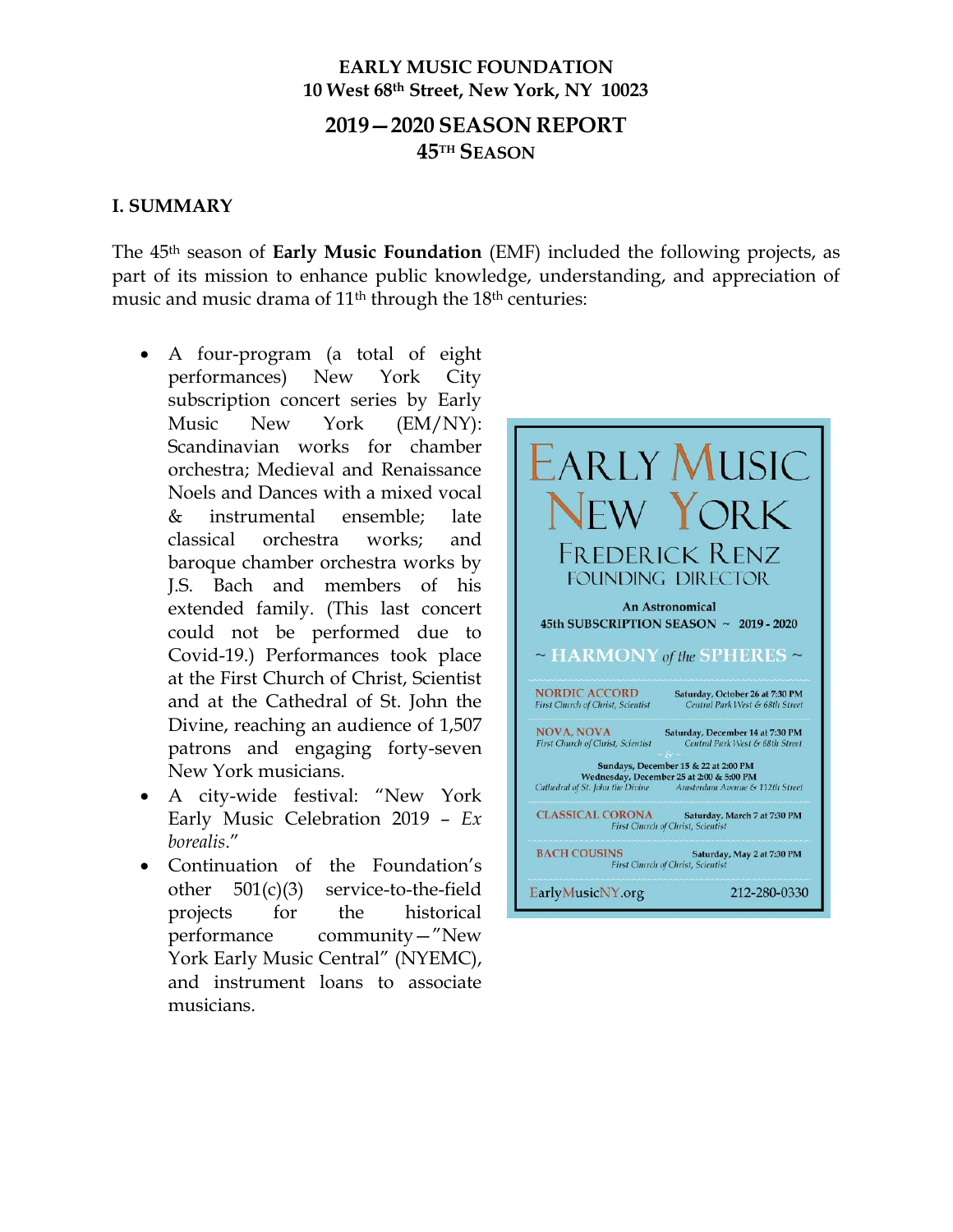# EARLY MUSIC FOUNDATION
## 10 West 68th Street, New York, NY 10023

## 2019—2020 SEASON REPORT
## 45TH SEASON

### I. SUMMARY

The 45th season of **Early Music Foundation** (EMF) included the following projects, as part of its mission to enhance public knowledge, understanding, and appreciation of music and music drama of 11th through the 18th centuries:

- A four-program (a total of eight performances) New York City subscription concert series by Early Music New York (EM/NY): Scandinavian works for chamber orchestra; Medieval and Renaissance Noels and Dances with a mixed vocal & instrumental ensemble; late classical orchestra works; and baroque chamber orchestra works by J.S. Bach and members of his extended family. (This last concert could not be performed due to Covid-19.) Performances took place at the First Church of Christ, Scientist and at the Cathedral of St. John the Divine, reaching an audience of 1,507 patrons and engaging forty-seven New York musicians.
- A city-wide festival: "New York Early Music Celebration 2019 – *Ex borealis*."
- Continuation of the Foundation's other 501(c)(3) service-to-the-field projects for the historical performance community—"New York Early Music Central" (NYEMC), and instrument loans to associate musicians.

EARLY MUSIC NEW YORK
FREDERICK RENZ
FOUNDING DIRECTOR

An Astronomical
45th SUBSCRIPTION SEASON ~ 2019 - 2020

~ HARMONY *of the* SPHERES ~

NORDIC ACCORD — Saturday, October 26 at 7:30 PM
First Church of Christ, Scientist — Central Park West & 68th Street

NOVA, NOVA — Saturday, December 14 at 7:30 PM
First Church of Christ, Scientist — Central Park West & 68th Street
~ & ~
Sundays, December 15 & 22 at 2:00 PM
Wednesday, December 25 at 2:00 & 5:00 PM
Cathedral of St. John the Divine — Amsterdam Avenue & 112th Street

CLASSICAL CORONA — Saturday, March 7 at 7:30 PM
First Church of Christ, Scientist

BACH COUSINS — Saturday, May 2 at 7:30 PM
First Church of Christ, Scientist

EarlyMusicNY.org — 212-280-0330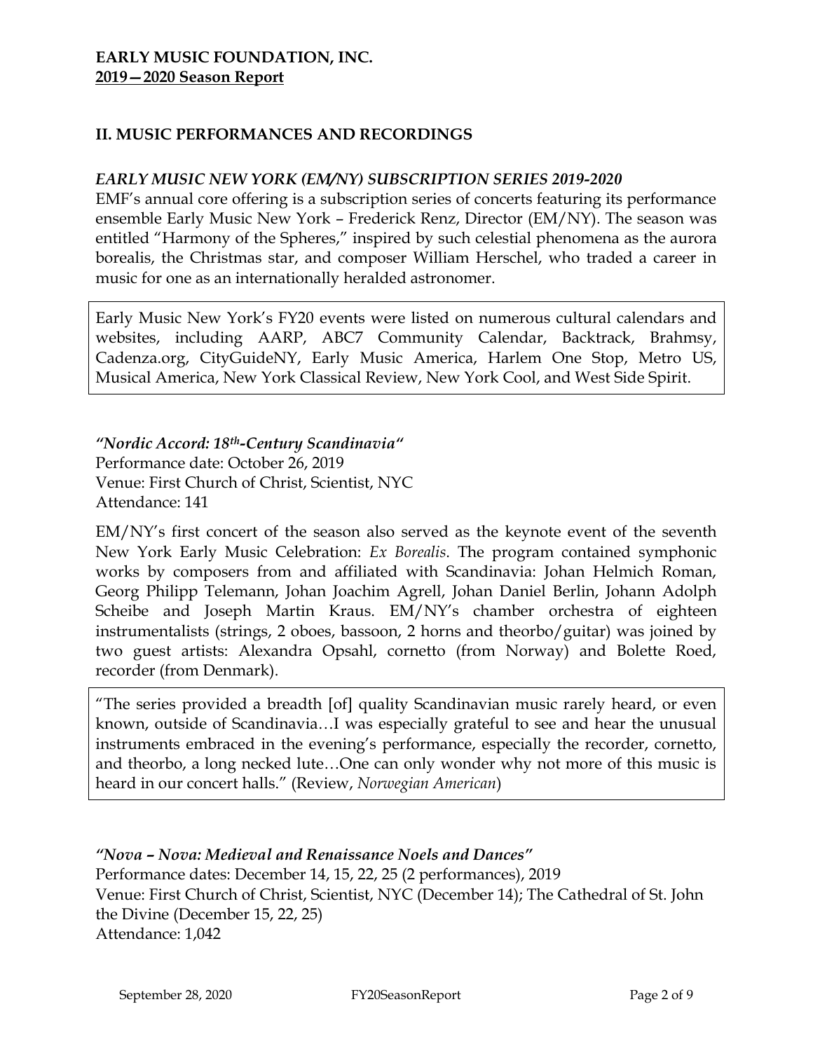**EARLY MUSIC FOUNDATION, INC.**
**2019—2020 Season Report**

## II. MUSIC PERFORMANCES AND RECORDINGS

### *EARLY MUSIC NEW YORK (EM/NY) SUBSCRIPTION SERIES 2019-2020*

EMF's annual core offering is a subscription series of concerts featuring its performance ensemble Early Music New York – Frederick Renz, Director (EM/NY). The season was entitled "Harmony of the Spheres," inspired by such celestial phenomena as the aurora borealis, the Christmas star, and composer William Herschel, who traded a career in music for one as an internationally heralded astronomer.

Early Music New York's FY20 events were listed on numerous cultural calendars and websites, including AARP, ABC7 Community Calendar, Backtrack, Brahmsy, Cadenza.org, CityGuideNY, Early Music America, Harlem One Stop, Metro US, Musical America, New York Classical Review, New York Cool, and West Side Spirit.

***"Nordic Accord: 18th-Century Scandinavia"***
Performance date: October 26, 2019
Venue: First Church of Christ, Scientist, NYC
Attendance: 141

EM/NY's first concert of the season also served as the keynote event of the seventh New York Early Music Celebration: *Ex Borealis*. The program contained symphonic works by composers from and affiliated with Scandinavia: Johan Helmich Roman, Georg Philipp Telemann, Johan Joachim Agrell, Johan Daniel Berlin, Johann Adolph Scheibe and Joseph Martin Kraus. EM/NY's chamber orchestra of eighteen instrumentalists (strings, 2 oboes, bassoon, 2 horns and theorbo/guitar) was joined by two guest artists: Alexandra Opsahl, cornetto (from Norway) and Bolette Roed, recorder (from Denmark).

"The series provided a breadth [of] quality Scandinavian music rarely heard, or even known, outside of Scandinavia…I was especially grateful to see and hear the unusual instruments embraced in the evening's performance, especially the recorder, cornetto, and theorbo, a long necked lute…One can only wonder why not more of this music is heard in our concert halls." (Review, *Norwegian American*)

***"Nova – Nova: Medieval and Renaissance Noels and Dances"***
Performance dates: December 14, 15, 22, 25 (2 performances), 2019
Venue: First Church of Christ, Scientist, NYC (December 14); The Cathedral of St. John the Divine (December 15, 22, 25)
Attendance: 1,042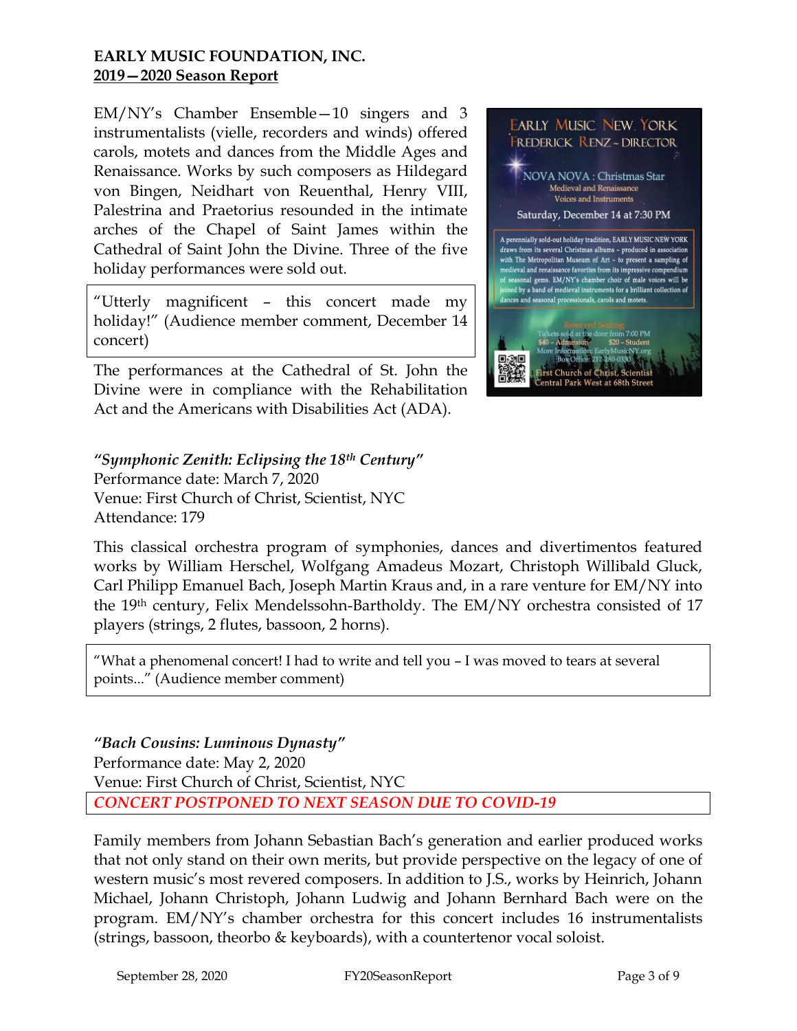**EARLY MUSIC FOUNDATION, INC.**
**2019—2020 Season Report**

EM/NY's Chamber Ensemble—10 singers and 3 instrumentalists (vielle, recorders and winds) offered carols, motets and dances from the Middle Ages and Renaissance. Works by such composers as Hildegard von Bingen, Neidhart von Reuenthal, Henry VIII, Palestrina and Praetorius resounded in the intimate arches of the Chapel of Saint James within the Cathedral of Saint John the Divine. Three of the five holiday performances were sold out.

"Utterly magnificent – this concert made my holiday!" (Audience member comment, December 14 concert)

The performances at the Cathedral of St. John the Divine were in compliance with the Rehabilitation Act and the Americans with Disabilities Act (ADA).

EARLY MUSIC NEW YORK
FREDERICK RENZ – DIRECTOR

NOVA NOVA : Christmas Star
Medieval and Renaissance
Voices and Instruments

Saturday, December 14 at 7:30 PM

A perennially sold-out holiday tradition, EARLY MUSIC NEW YORK draws from its several Christmas albums – produced in association with The Metropolitan Museum of Art – to present a sampling of medieval and renaissance favorites from its impressive compendium of seasonal gems. EM/NY's chamber choir of male voices will be joined by a band of medieval instruments for a brilliant collection of dances and seasonal processionals, carols and motets.

Reserved Seating
Tickets sold at the door from 7:00 PM
$40 – Admission $20 – Student
More Information: EarlyMusicNY.org
Box Office: 212-280-0330
First Church of Christ, Scientist
Central Park West at 68th Street

***"Symphonic Zenith: Eclipsing the 18th Century"***
Performance date: March 7, 2020
Venue: First Church of Christ, Scientist, NYC
Attendance: 179

This classical orchestra program of symphonies, dances and divertimentos featured works by William Herschel, Wolfgang Amadeus Mozart, Christoph Willibald Gluck, Carl Philipp Emanuel Bach, Joseph Martin Kraus and, in a rare venture for EM/NY into the 19th century, Felix Mendelssohn-Bartholdy. The EM/NY orchestra consisted of 17 players (strings, 2 flutes, bassoon, 2 horns).

"What a phenomenal concert! I had to write and tell you – I was moved to tears at several points..." (Audience member comment)

***"Bach Cousins: Luminous Dynasty"***
Performance date: May 2, 2020
Venue: First Church of Christ, Scientist, NYC
*CONCERT POSTPONED TO NEXT SEASON DUE TO COVID-19*

Family members from Johann Sebastian Bach's generation and earlier produced works that not only stand on their own merits, but provide perspective on the legacy of one of western music's most revered composers. In addition to J.S., works by Heinrich, Johann Michael, Johann Christoph, Johann Ludwig and Johann Bernhard Bach were on the program. EM/NY's chamber orchestra for this concert includes 16 instrumentalists (strings, bassoon, theorbo & keyboards), with a countertenor vocal soloist.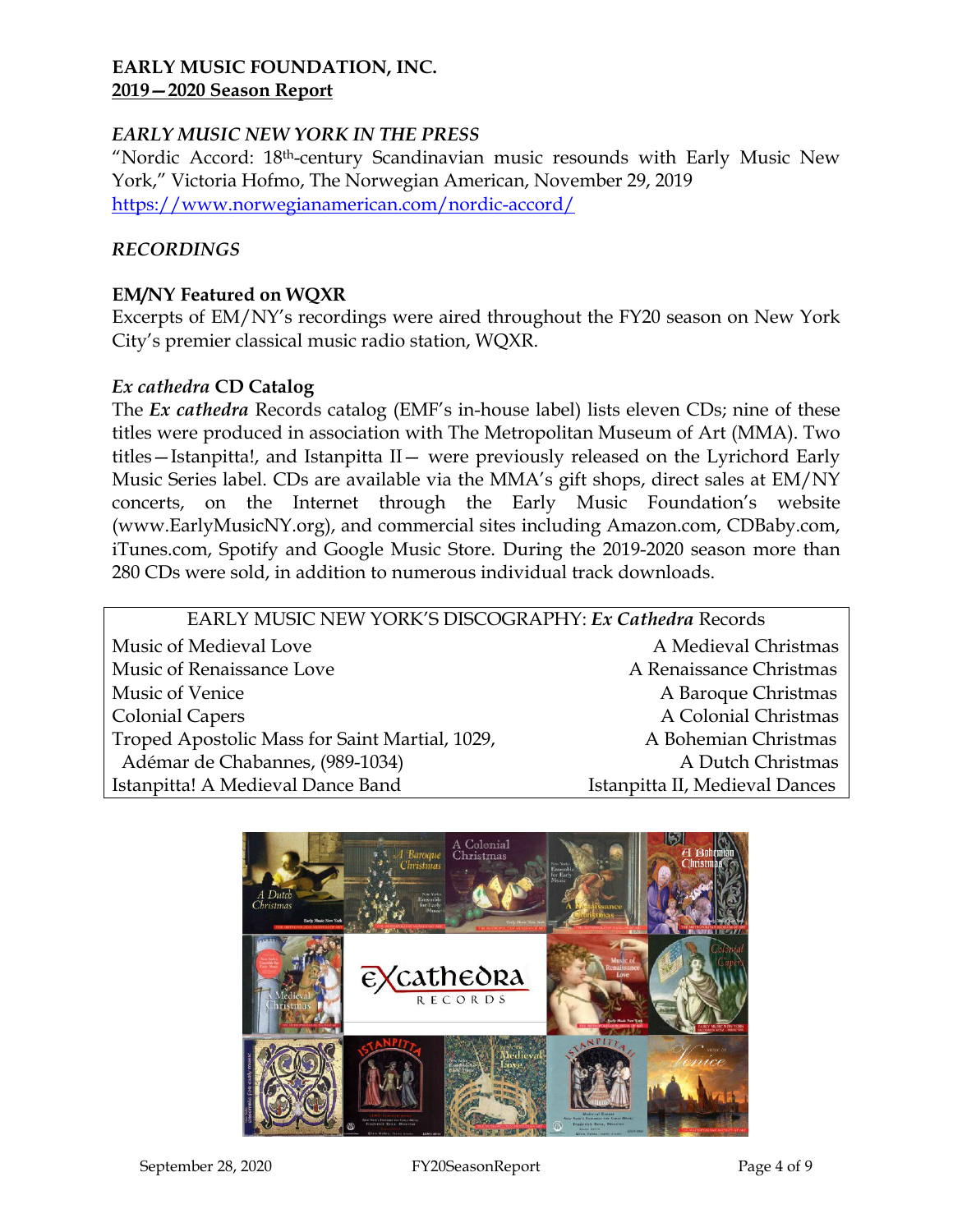**EARLY MUSIC FOUNDATION, INC.**
**2019—2020 Season Report**

### *EARLY MUSIC NEW YORK IN THE PRESS*

"Nordic Accord: 18th-century Scandinavian music resounds with Early Music New York," Victoria Hofmo, The Norwegian American, November 29, 2019
https://www.norwegianamerican.com/nordic-accord/

### *RECORDINGS*

**EM/NY Featured on WQXR**

Excerpts of EM/NY's recordings were aired throughout the FY20 season on New York City's premier classical music radio station, WQXR.

***Ex cathedra* CD Catalog**

The ***Ex cathedra*** Records catalog (EMF's in-house label) lists eleven CDs; nine of these titles were produced in association with The Metropolitan Museum of Art (MMA). Two titles—Istanpitta!, and Istanpitta II— were previously released on the Lyrichord Early Music Series label. CDs are available via the MMA's gift shops, direct sales at EM/NY concerts, on the Internet through the Early Music Foundation's website (www.EarlyMusicNY.org), and commercial sites including Amazon.com, CDBaby.com, iTunes.com, Spotify and Google Music Store. During the 2019-2020 season more than 280 CDs were sold, in addition to numerous individual track downloads.

| EARLY MUSIC NEW YORK'S DISCOGRAPHY: ***Ex Cathedra*** Records | |
|---|---|
| Music of Medieval Love | A Medieval Christmas |
| Music of Renaissance Love | A Renaissance Christmas |
| Music of Venice | A Baroque Christmas |
| Colonial Capers | A Colonial Christmas |
| Troped Apostolic Mass for Saint Martial, 1029, | A Bohemian Christmas |
| Adémar de Chabannes, (989-1034) | A Dutch Christmas |
| Istanpitta! A Medieval Dance Band | Istanpitta II, Medieval Dances |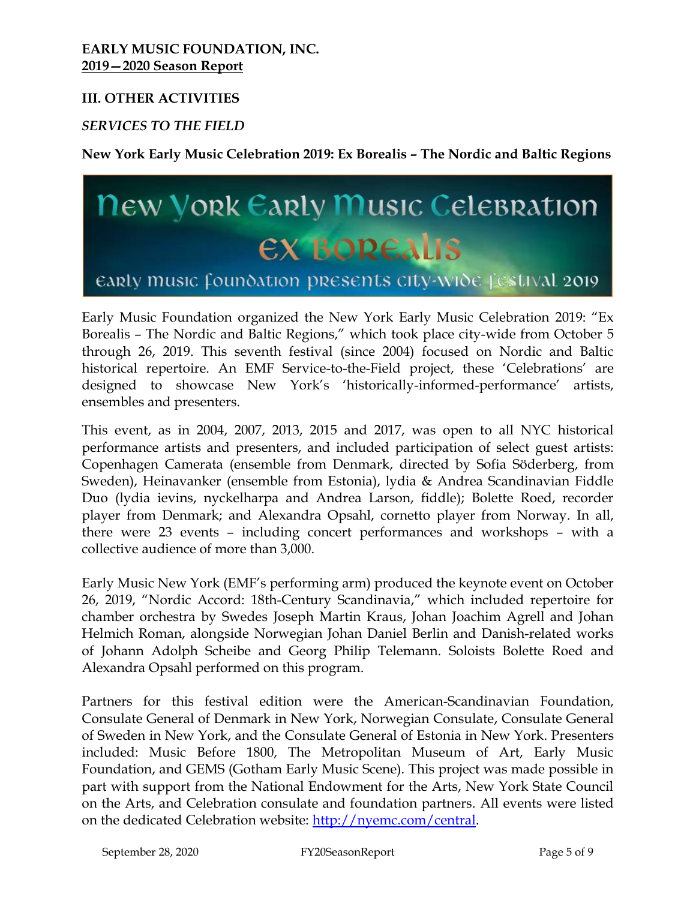**EARLY MUSIC FOUNDATION, INC.**
**2019—2020 Season Report**

## III. OTHER ACTIVITIES

### *SERVICES TO THE FIELD*

**New York Early Music Celebration 2019: Ex Borealis – The Nordic and Baltic Regions**

New York Early Music Celebration
Ex Borealis
Early Music Foundation presents city-wide festival 2019

Early Music Foundation organized the New York Early Music Celebration 2019: "Ex Borealis – The Nordic and Baltic Regions," which took place city-wide from October 5 through 26, 2019. This seventh festival (since 2004) focused on Nordic and Baltic historical repertoire. An EMF Service-to-the-Field project, these 'Celebrations' are designed to showcase New York's 'historically-informed-performance' artists, ensembles and presenters.

This event, as in 2004, 2007, 2013, 2015 and 2017, was open to all NYC historical performance artists and presenters, and included participation of select guest artists: Copenhagen Camerata (ensemble from Denmark, directed by Sofia Söderberg, from Sweden), Heinavanker (ensemble from Estonia), lydia & Andrea Scandinavian Fiddle Duo (lydia ievins, nyckelharpa and Andrea Larson, fiddle); Bolette Roed, recorder player from Denmark; and Alexandra Opsahl, cornetto player from Norway. In all, there were 23 events – including concert performances and workshops – with a collective audience of more than 3,000.

Early Music New York (EMF's performing arm) produced the keynote event on October 26, 2019, "Nordic Accord: 18th-Century Scandinavia," which included repertoire for chamber orchestra by Swedes Joseph Martin Kraus, Johan Joachim Agrell and Johan Helmich Roman, alongside Norwegian Johan Daniel Berlin and Danish-related works of Johann Adolph Scheibe and Georg Philip Telemann. Soloists Bolette Roed and Alexandra Opsahl performed on this program.

Partners for this festival edition were the American-Scandinavian Foundation, Consulate General of Denmark in New York, Norwegian Consulate, Consulate General of Sweden in New York, and the Consulate General of Estonia in New York. Presenters included: Music Before 1800, The Metropolitan Museum of Art, Early Music Foundation, and GEMS (Gotham Early Music Scene). This project was made possible in part with support from the National Endowment for the Arts, New York State Council on the Arts, and Celebration consulate and foundation partners. All events were listed on the dedicated Celebration website: http://nyemc.com/central.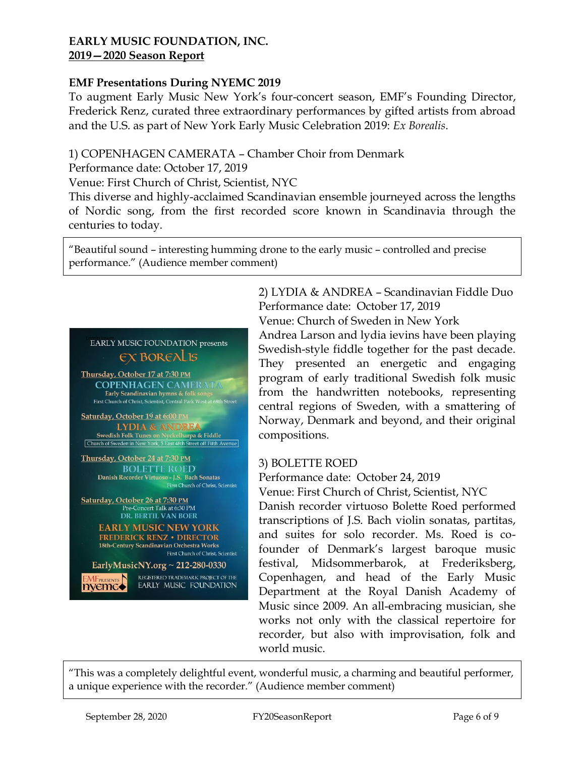**EARLY MUSIC FOUNDATION, INC.**
**2019—2020 Season Report**

**EMF Presentations During NYEMC 2019**

To augment Early Music New York's four-concert season, EMF's Founding Director, Frederick Renz, curated three extraordinary performances by gifted artists from abroad and the U.S. as part of New York Early Music Celebration 2019: *Ex Borealis*.

1) COPENHAGEN CAMERATA – Chamber Choir from Denmark
Performance date: October 17, 2019
Venue: First Church of Christ, Scientist, NYC
This diverse and highly-acclaimed Scandinavian ensemble journeyed across the lengths of Nordic song, from the first recorded score known in Scandinavia through the centuries to today.

> "Beautiful sound – interesting humming drone to the early music – controlled and precise performance." (Audience member comment)

EARLY MUSIC FOUNDATION presents
EX BOREALIS

Thursday, October 17 at 7:30 PM
COPENHAGEN CAMERATA
Early Scandinavian hymns & folk songs
First Church of Christ, Scientist, Central Park West at 68th Street

Saturday, October 19 at 6:00 PM
LYDIA & ANDREA
Swedish Folk Tunes on Nyckelharpa & Fiddle
Church of Sweden in New York, 5 East 48th Street off Fifth Avenue

Thursday, October 24 at 7:30 PM
BOLETTE ROED
Danish Recorder Virtuoso - J.S. Bach Sonatas
First Church of Christ, Scientist

Saturday, October 26 at 7:30 PM
Pre-Concert Talk at 6:30 PM
DR. BERTIL VAN BOER
EARLY MUSIC NEW YORK
FREDERICK RENZ • DIRECTOR
18th-Century Scandinavian Orchestra Works
First Church of Christ, Scientist

EarlyMusicNY.org ~ 212-280-0330

EMF PRESENTS nyemc
REGISTERED TRADEMARK PROJECT OF THE EARLY MUSIC FOUNDATION

2) LYDIA & ANDREA – Scandinavian Fiddle Duo
Performance date: October 17, 2019
Venue: Church of Sweden in New York
Andrea Larson and lydia ievins have been playing Swedish-style fiddle together for the past decade. They presented an energetic and engaging program of early traditional Swedish folk music from the handwritten notebooks, representing central regions of Sweden, with a smattering of Norway, Denmark and beyond, and their original compositions.

3) BOLETTE ROED
Performance date: October 24, 2019
Venue: First Church of Christ, Scientist, NYC
Danish recorder virtuoso Bolette Roed performed transcriptions of J.S. Bach violin sonatas, partitas, and suites for solo recorder. Ms. Roed is co-founder of Denmark's largest baroque music festival, Midsommerbarok, at Frederiksberg, Copenhagen, and head of the Early Music Department at the Royal Danish Academy of Music since 2009. An all-embracing musician, she works not only with the classical repertoire for recorder, but also with improvisation, folk and world music.

> "This was a completely delightful event, wonderful music, a charming and beautiful performer, a unique experience with the recorder." (Audience member comment)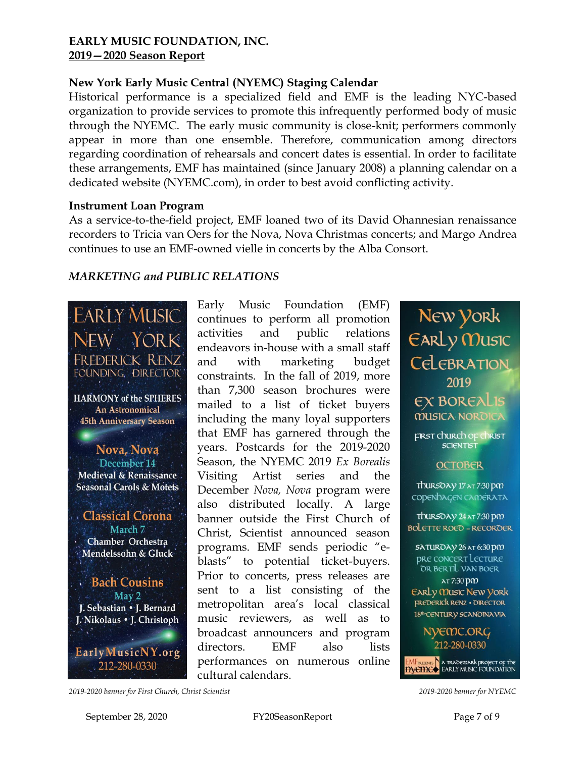**EARLY MUSIC FOUNDATION, INC.**
**2019—2020 Season Report**

**New York Early Music Central (NYEMC) Staging Calendar**

Historical performance is a specialized field and EMF is the leading NYC-based organization to provide services to promote this infrequently performed body of music through the NYEMC. The early music community is close-knit; performers commonly appear in more than one ensemble. Therefore, communication among directors regarding coordination of rehearsals and concert dates is essential. In order to facilitate these arrangements, EMF has maintained (since January 2008) a planning calendar on a dedicated website (NYEMC.com), in order to best avoid conflicting activity.

**Instrument Loan Program**

As a service-to-the-field project, EMF loaned two of its David Ohannesian renaissance recorders to Tricia van Oers for the Nova, Nova Christmas concerts; and Margo Andrea continues to use an EMF-owned vielle in concerts by the Alba Consort.

***MARKETING and PUBLIC RELATIONS***

Early Music Foundation (EMF) continues to perform all promotion activities and public relations endeavors in-house with a small staff and with marketing budget constraints. In the fall of 2019, more than 7,300 season brochures were mailed to a list of ticket buyers including the many loyal supporters that EMF has garnered through the years. Postcards for the 2019-2020 Season, the NYEMC 2019 *Ex Borealis* Visiting Artist series and the December *Nova, Nova* program were also distributed locally. A large banner outside the First Church of Christ, Scientist announced season programs. EMF sends periodic "e-blasts" to potential ticket-buyers. Prior to concerts, press releases are sent to a list consisting of the metropolitan area's local classical music reviewers, as well as to broadcast announcers and program directors. EMF also lists performances on numerous online cultural calendars.

EARLY MUSIC NEW YORK
FREDERICK RENZ FOUNDING DIRECTOR
HARMONY of the SPHERES
An Astronomical
45th Anniversary Season
Nova, Nova
December 14
Medieval & Renaissance
Seasonal Carols & Motets
Classical Corona
March 7
Chamber Orchestra
Mendelssohn & Gluck
Bach Cousins
May 2
J. Sebastian • J. Bernard
J. Nikolaus • J. Christoph
EarlyMusicNY.org
212-280-0330

*2019-2020 banner for First Church, Christ Scientist*

New York Early Music Celebration 2019
Ex Borealis
Musica Nordica
First Church of Christ Scientist
OCTOBER
Thursday 17 at 7:30 pm
Copenhagen Camerata
Thursday 24 at 7:30 pm
Bolette Roed – Recorder
Saturday 26 at 6:30 pm
Pre Concert Lecture
Dr Bertil van Boer
at 7:30 pm
Early Music New York
Frederick Renz • Director
18th-Century Scandinavia
NYEMC.ORG
212-280-0330
EMF presents NYEMC – A trademark project of the Early Music Foundation

*2019-2020 banner for NYEMC*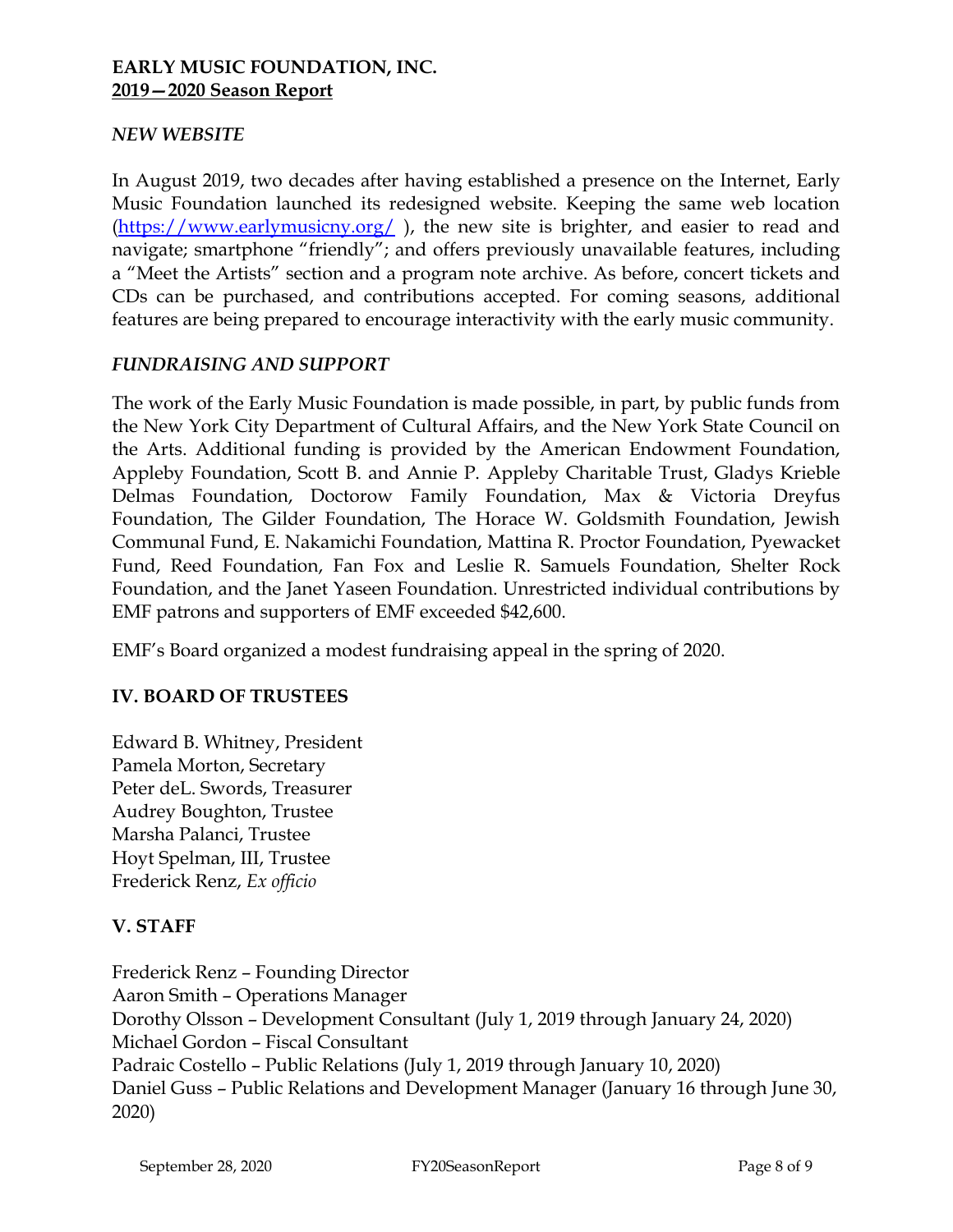**EARLY MUSIC FOUNDATION, INC.**
**2019—2020 Season Report**

### *NEW WEBSITE*

In August 2019, two decades after having established a presence on the Internet, Early Music Foundation launched its redesigned website. Keeping the same web location ([https://www.earlymusicny.org/](https://www.earlymusicny.org/) ), the new site is brighter, and easier to read and navigate; smartphone "friendly"; and offers previously unavailable features, including a "Meet the Artists" section and a program note archive. As before, concert tickets and CDs can be purchased, and contributions accepted. For coming seasons, additional features are being prepared to encourage interactivity with the early music community.

### *FUNDRAISING AND SUPPORT*

The work of the Early Music Foundation is made possible, in part, by public funds from the New York City Department of Cultural Affairs, and the New York State Council on the Arts. Additional funding is provided by the American Endowment Foundation, Appleby Foundation, Scott B. and Annie P. Appleby Charitable Trust, Gladys Krieble Delmas Foundation, Doctorow Family Foundation, Max & Victoria Dreyfus Foundation, The Gilder Foundation, The Horace W. Goldsmith Foundation, Jewish Communal Fund, E. Nakamichi Foundation, Mattina R. Proctor Foundation, Pyewacket Fund, Reed Foundation, Fan Fox and Leslie R. Samuels Foundation, Shelter Rock Foundation, and the Janet Yaseen Foundation. Unrestricted individual contributions by EMF patrons and supporters of EMF exceeded $42,600.

EMF's Board organized a modest fundraising appeal in the spring of 2020.

## IV. BOARD OF TRUSTEES

Edward B. Whitney, President
Pamela Morton, Secretary
Peter deL. Swords, Treasurer
Audrey Boughton, Trustee
Marsha Palanci, Trustee
Hoyt Spelman, III, Trustee
Frederick Renz, *Ex officio*

## V. STAFF

Frederick Renz – Founding Director
Aaron Smith – Operations Manager
Dorothy Olsson – Development Consultant (July 1, 2019 through January 24, 2020)
Michael Gordon – Fiscal Consultant
Padraic Costello – Public Relations (July 1, 2019 through January 10, 2020)
Daniel Guss – Public Relations and Development Manager (January 16 through June 30, 2020)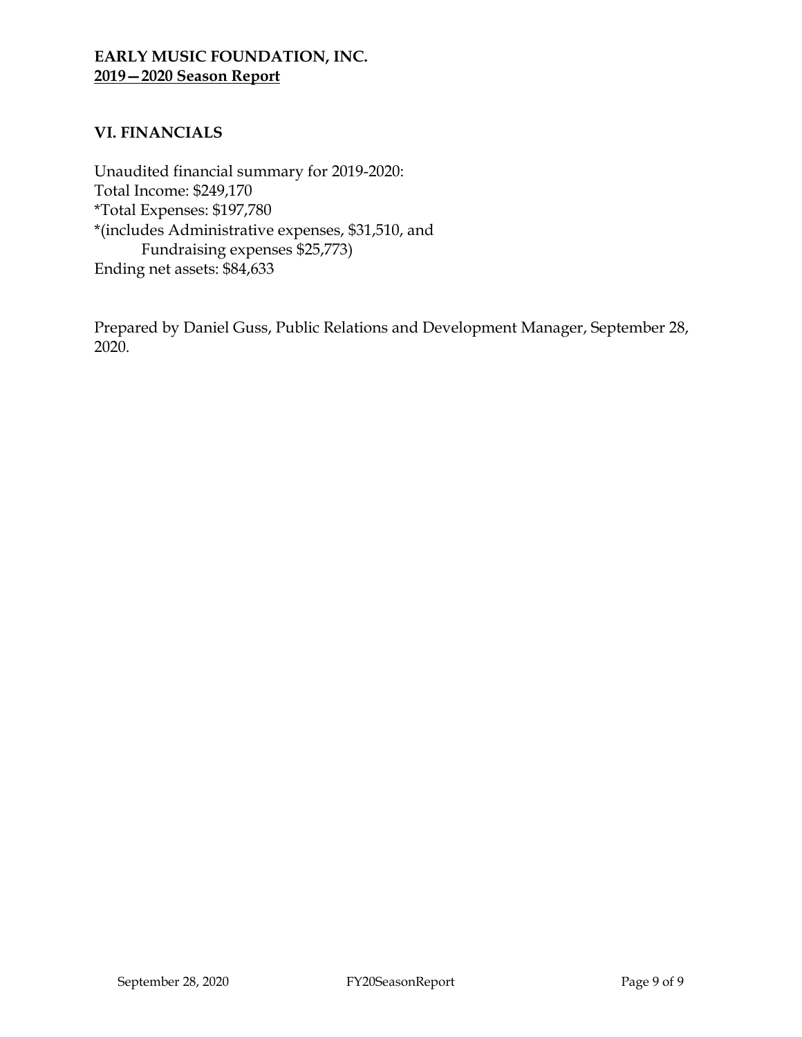**EARLY MUSIC FOUNDATION, INC.**
**2019—2020 Season Report**

## VI. FINANCIALS

Unaudited financial summary for 2019-2020:
Total Income: $249,170
*Total Expenses: $197,780
*(includes Administrative expenses, $31,510, and
Fundraising expenses $25,773)
Ending net assets: $84,633

Prepared by Daniel Guss, Public Relations and Development Manager, September 28, 2020.